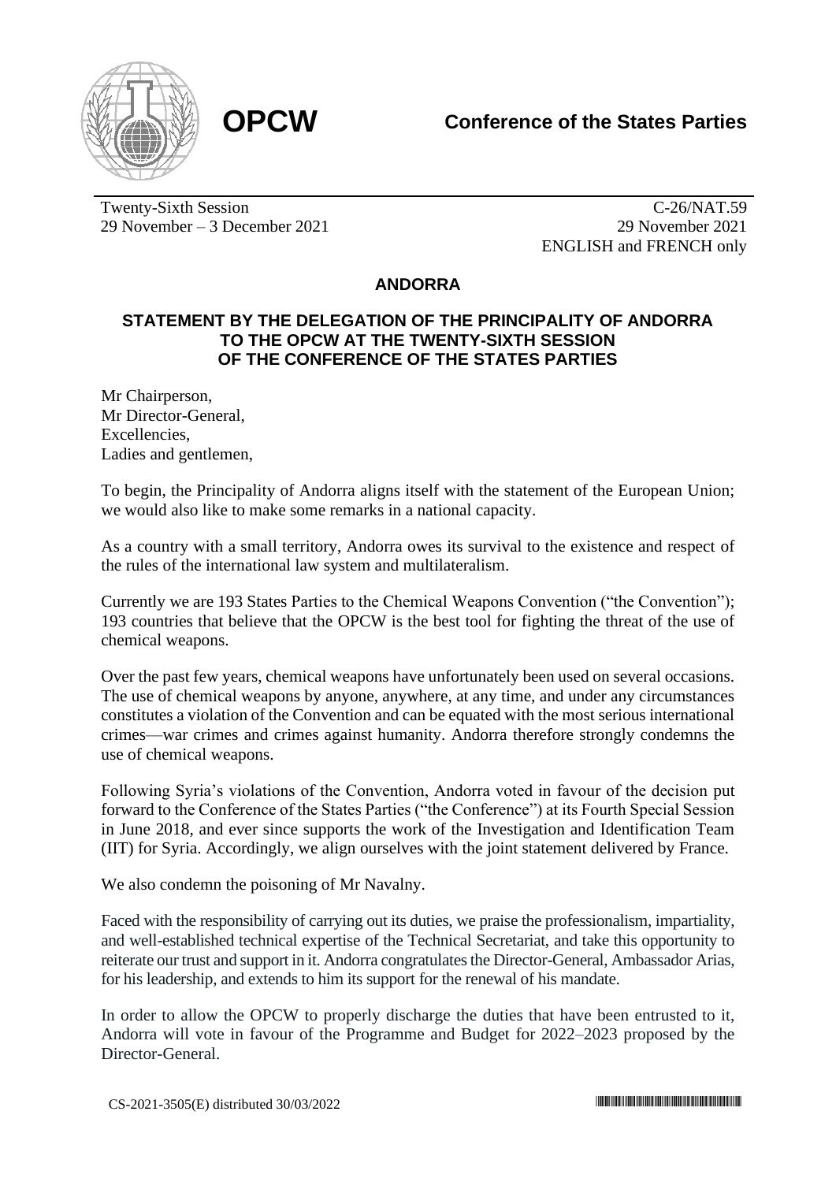**OPCW**

**Conference of the States Parties**

Twenty-Sixth Session
29 November – 3 December 2021

C-26/NAT.59
29 November 2021
ENGLISH and FRENCH only

## ANDORRA

### STATEMENT BY THE DELEGATION OF THE PRINCIPALITY OF ANDORRA TO THE OPCW AT THE TWENTY-SIXTH SESSION OF THE CONFERENCE OF THE STATES PARTIES

Mr Chairperson,
Mr Director-General,
Excellencies,
Ladies and gentlemen,

To begin, the Principality of Andorra aligns itself with the statement of the European Union; we would also like to make some remarks in a national capacity.

As a country with a small territory, Andorra owes its survival to the existence and respect of the rules of the international law system and multilateralism.

Currently we are 193 States Parties to the Chemical Weapons Convention ("the Convention"); 193 countries that believe that the OPCW is the best tool for fighting the threat of the use of chemical weapons.

Over the past few years, chemical weapons have unfortunately been used on several occasions. The use of chemical weapons by anyone, anywhere, at any time, and under any circumstances constitutes a violation of the Convention and can be equated with the most serious international crimes—war crimes and crimes against humanity. Andorra therefore strongly condemns the use of chemical weapons.

Following Syria's violations of the Convention, Andorra voted in favour of the decision put forward to the Conference of the States Parties ("the Conference") at its Fourth Special Session in June 2018, and ever since supports the work of the Investigation and Identification Team (IIT) for Syria. Accordingly, we align ourselves with the joint statement delivered by France.

We also condemn the poisoning of Mr Navalny.

Faced with the responsibility of carrying out its duties, we praise the professionalism, impartiality, and well-established technical expertise of the Technical Secretariat, and take this opportunity to reiterate our trust and support in it. Andorra congratulates the Director-General, Ambassador Arias, for his leadership, and extends to him its support for the renewal of his mandate.

In order to allow the OPCW to properly discharge the duties that have been entrusted to it, Andorra will vote in favour of the Programme and Budget for 2022–2023 proposed by the Director-General.

CS-2021-3505(E) distributed 30/03/2022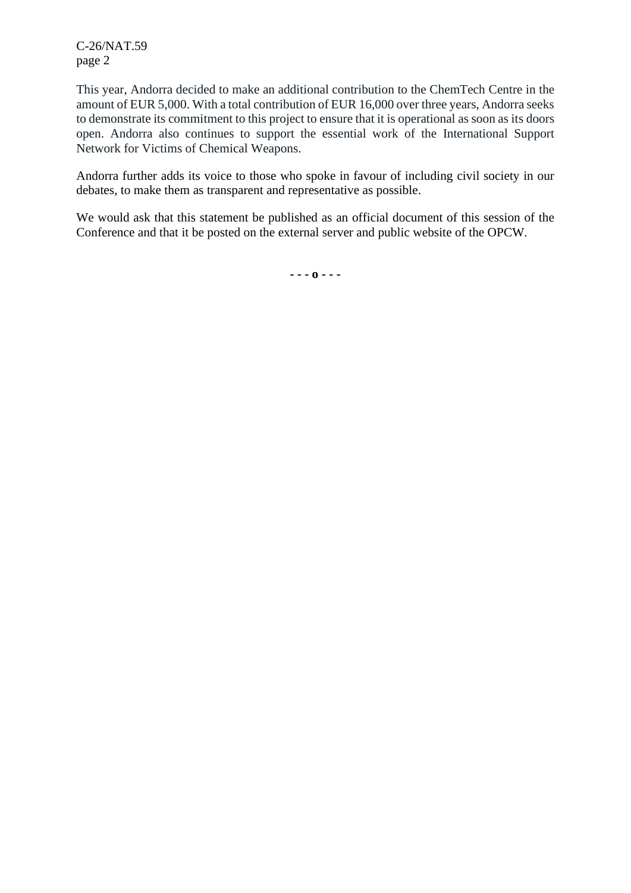This year, Andorra decided to make an additional contribution to the ChemTech Centre in the amount of EUR 5,000. With a total contribution of EUR 16,000 over three years, Andorra seeks to demonstrate its commitment to this project to ensure that it is operational as soon as its doors open. Andorra also continues to support the essential work of the International Support Network for Victims of Chemical Weapons.

Andorra further adds its voice to those who spoke in favour of including civil society in our debates, to make them as transparent and representative as possible.

We would ask that this statement be published as an official document of this session of the Conference and that it be posted on the external server and public website of the OPCW.

**- - - o - - -**